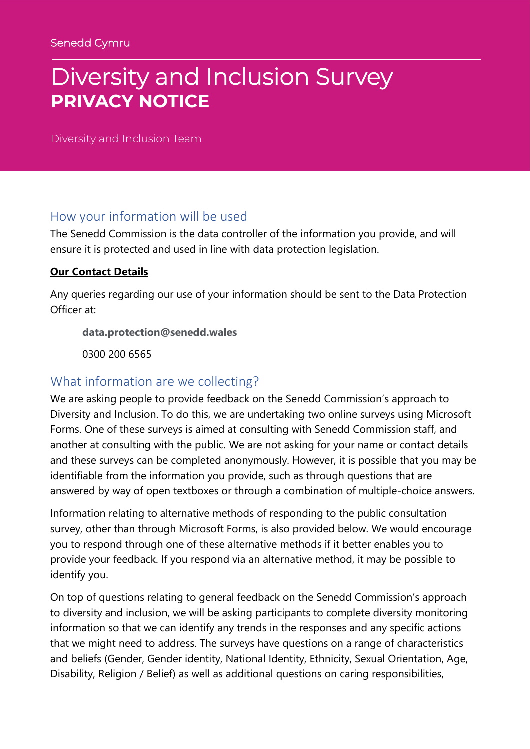Senedd Cymru

# Diversity and Inclusion Survey
# PRIVACY NOTICE

Diversity and Inclusion Team

## How your information will be used

The Senedd Commission is the data controller of the information you provide, and will ensure it is protected and used in line with data protection legislation.

**Our Contact Details**

Any queries regarding our use of your information should be sent to the Data Protection Officer at:

> **data.protection@senedd.wales**
>
> 0300 200 6565

## What information are we collecting?

We are asking people to provide feedback on the Senedd Commission's approach to Diversity and Inclusion. To do this, we are undertaking two online surveys using Microsoft Forms. One of these surveys is aimed at consulting with Senedd Commission staff, and another at consulting with the public. We are not asking for your name or contact details and these surveys can be completed anonymously. However, it is possible that you may be identifiable from the information you provide, such as through questions that are answered by way of open textboxes or through a combination of multiple-choice answers.

Information relating to alternative methods of responding to the public consultation survey, other than through Microsoft Forms, is also provided below. We would encourage you to respond through one of these alternative methods if it better enables you to provide your feedback. If you respond via an alternative method, it may be possible to identify you.

On top of questions relating to general feedback on the Senedd Commission's approach to diversity and inclusion, we will be asking participants to complete diversity monitoring information so that we can identify any trends in the responses and any specific actions that we might need to address. The surveys have questions on a range of characteristics and beliefs (Gender, Gender identity, National Identity, Ethnicity, Sexual Orientation, Age, Disability, Religion / Belief) as well as additional questions on caring responsibilities,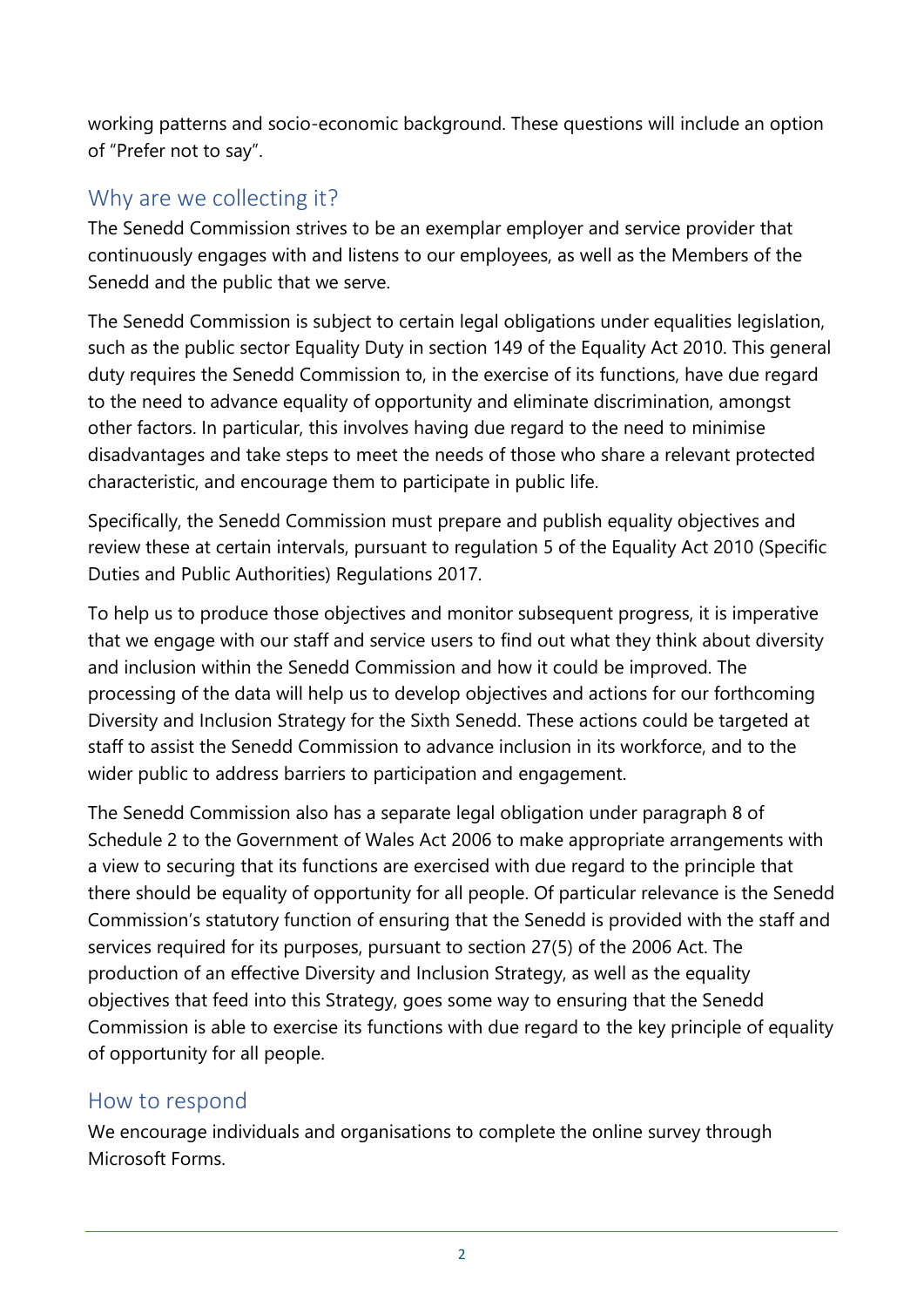working patterns and socio-economic background. These questions will include an option of "Prefer not to say".

## Why are we collecting it?

The Senedd Commission strives to be an exemplar employer and service provider that continuously engages with and listens to our employees, as well as the Members of the Senedd and the public that we serve.

The Senedd Commission is subject to certain legal obligations under equalities legislation, such as the public sector Equality Duty in section 149 of the Equality Act 2010. This general duty requires the Senedd Commission to, in the exercise of its functions, have due regard to the need to advance equality of opportunity and eliminate discrimination, amongst other factors. In particular, this involves having due regard to the need to minimise disadvantages and take steps to meet the needs of those who share a relevant protected characteristic, and encourage them to participate in public life.

Specifically, the Senedd Commission must prepare and publish equality objectives and review these at certain intervals, pursuant to regulation 5 of the Equality Act 2010 (Specific Duties and Public Authorities) Regulations 2017.

To help us to produce those objectives and monitor subsequent progress, it is imperative that we engage with our staff and service users to find out what they think about diversity and inclusion within the Senedd Commission and how it could be improved. The processing of the data will help us to develop objectives and actions for our forthcoming Diversity and Inclusion Strategy for the Sixth Senedd. These actions could be targeted at staff to assist the Senedd Commission to advance inclusion in its workforce, and to the wider public to address barriers to participation and engagement.

The Senedd Commission also has a separate legal obligation under paragraph 8 of Schedule 2 to the Government of Wales Act 2006 to make appropriate arrangements with a view to securing that its functions are exercised with due regard to the principle that there should be equality of opportunity for all people. Of particular relevance is the Senedd Commission's statutory function of ensuring that the Senedd is provided with the staff and services required for its purposes, pursuant to section 27(5) of the 2006 Act. The production of an effective Diversity and Inclusion Strategy, as well as the equality objectives that feed into this Strategy, goes some way to ensuring that the Senedd Commission is able to exercise its functions with due regard to the key principle of equality of opportunity for all people.

## How to respond

We encourage individuals and organisations to complete the online survey through Microsoft Forms.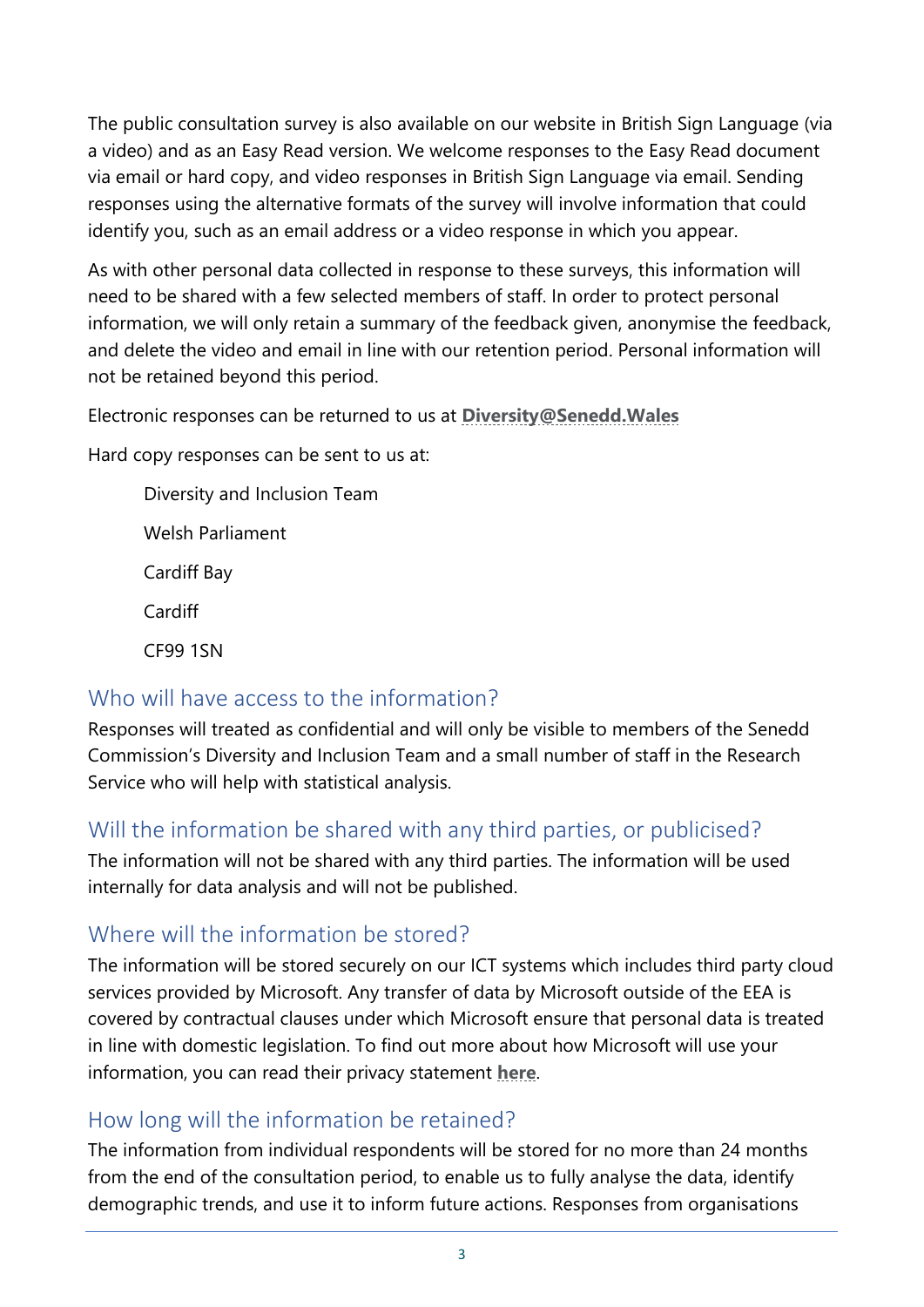The public consultation survey is also available on our website in British Sign Language (via a video) and as an Easy Read version. We welcome responses to the Easy Read document via email or hard copy, and video responses in British Sign Language via email. Sending responses using the alternative formats of the survey will involve information that could identify you, such as an email address or a video response in which you appear.

As with other personal data collected in response to these surveys, this information will need to be shared with a few selected members of staff. In order to protect personal information, we will only retain a summary of the feedback given, anonymise the feedback, and delete the video and email in line with our retention period. Personal information will not be retained beyond this period.

Electronic responses can be returned to us at **Diversity@Senedd.Wales**

Hard copy responses can be sent to us at:

> Diversity and Inclusion Team
>
> Welsh Parliament
>
> Cardiff Bay
>
> Cardiff
>
> CF99 1SN

## Who will have access to the information?

Responses will treated as confidential and will only be visible to members of the Senedd Commission's Diversity and Inclusion Team and a small number of staff in the Research Service who will help with statistical analysis.

## Will the information be shared with any third parties, or publicised?

The information will not be shared with any third parties. The information will be used internally for data analysis and will not be published.

## Where will the information be stored?

The information will be stored securely on our ICT systems which includes third party cloud services provided by Microsoft. Any transfer of data by Microsoft outside of the EEA is covered by contractual clauses under which Microsoft ensure that personal data is treated in line with domestic legislation. To find out more about how Microsoft will use your information, you can read their privacy statement **here**.

## How long will the information be retained?

The information from individual respondents will be stored for no more than 24 months from the end of the consultation period, to enable us to fully analyse the data, identify demographic trends, and use it to inform future actions. Responses from organisations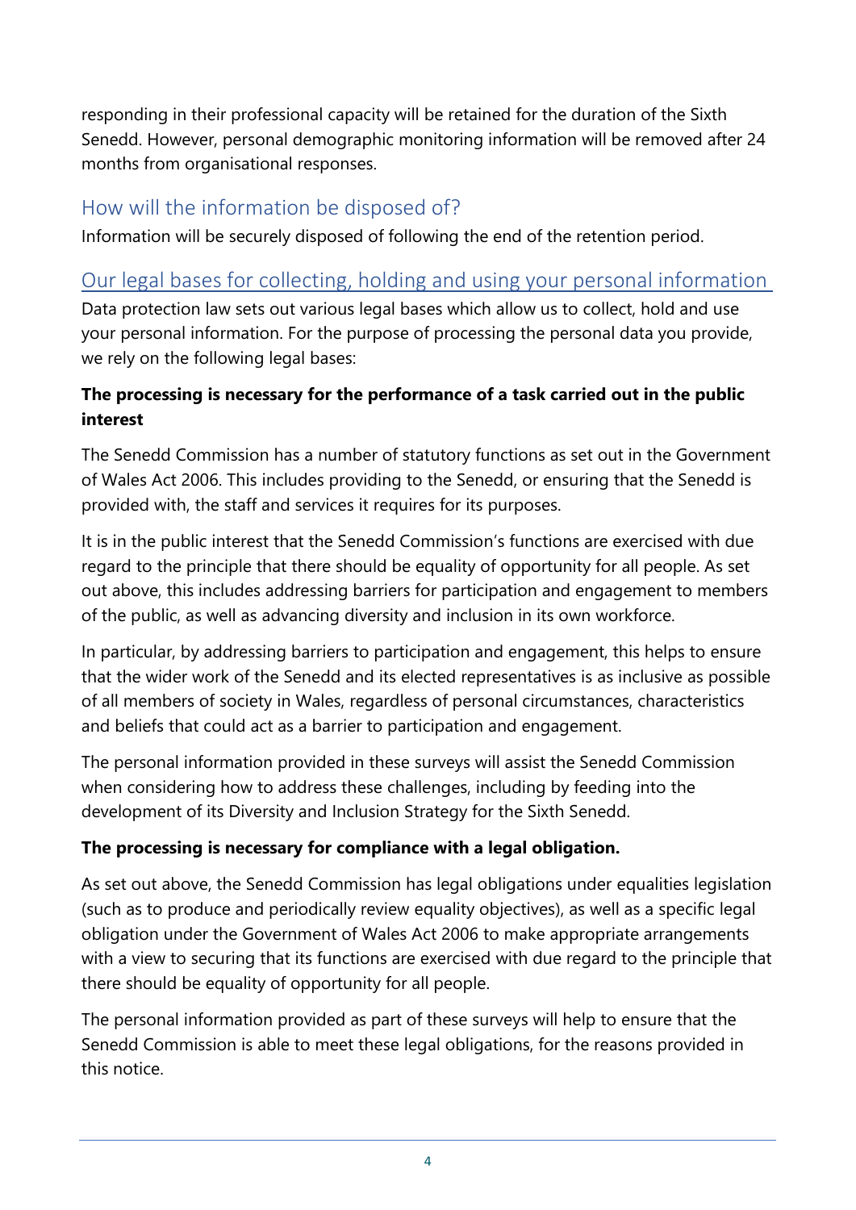responding in their professional capacity will be retained for the duration of the Sixth Senedd. However, personal demographic monitoring information will be removed after 24 months from organisational responses.

## How will the information be disposed of?

Information will be securely disposed of following the end of the retention period.

## Our legal bases for collecting, holding and using your personal information

Data protection law sets out various legal bases which allow us to collect, hold and use your personal information. For the purpose of processing the personal data you provide, we rely on the following legal bases:

**The processing is necessary for the performance of a task carried out in the public interest**

The Senedd Commission has a number of statutory functions as set out in the Government of Wales Act 2006. This includes providing to the Senedd, or ensuring that the Senedd is provided with, the staff and services it requires for its purposes.

It is in the public interest that the Senedd Commission's functions are exercised with due regard to the principle that there should be equality of opportunity for all people. As set out above, this includes addressing barriers for participation and engagement to members of the public, as well as advancing diversity and inclusion in its own workforce.

In particular, by addressing barriers to participation and engagement, this helps to ensure that the wider work of the Senedd and its elected representatives is as inclusive as possible of all members of society in Wales, regardless of personal circumstances, characteristics and beliefs that could act as a barrier to participation and engagement.

The personal information provided in these surveys will assist the Senedd Commission when considering how to address these challenges, including by feeding into the development of its Diversity and Inclusion Strategy for the Sixth Senedd.

**The processing is necessary for compliance with a legal obligation.**

As set out above, the Senedd Commission has legal obligations under equalities legislation (such as to produce and periodically review equality objectives), as well as a specific legal obligation under the Government of Wales Act 2006 to make appropriate arrangements with a view to securing that its functions are exercised with due regard to the principle that there should be equality of opportunity for all people.

The personal information provided as part of these surveys will help to ensure that the Senedd Commission is able to meet these legal obligations, for the reasons provided in this notice.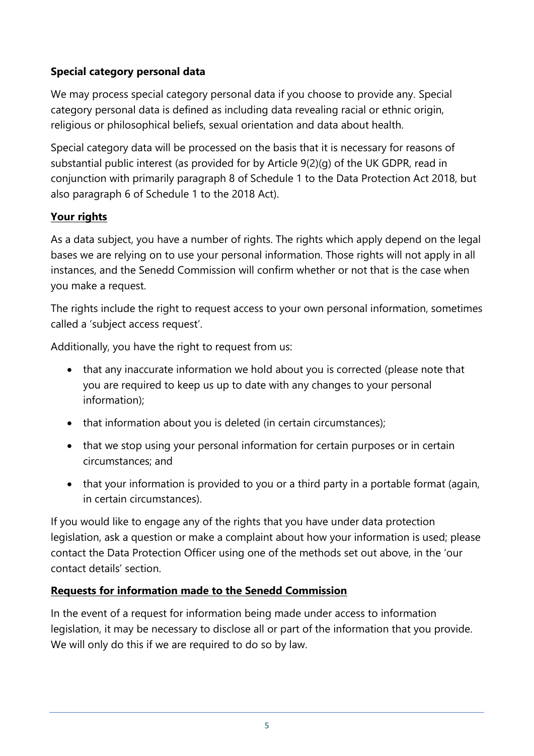### **Special category personal data**

We may process special category personal data if you choose to provide any. Special category personal data is defined as including data revealing racial or ethnic origin, religious or philosophical beliefs, sexual orientation and data about health.

Special category data will be processed on the basis that it is necessary for reasons of substantial public interest (as provided for by Article 9(2)(g) of the UK GDPR, read in conjunction with primarily paragraph 8 of Schedule 1 to the Data Protection Act 2018, but also paragraph 6 of Schedule 1 to the 2018 Act).

### **Your rights**

As a data subject, you have a number of rights. The rights which apply depend on the legal bases we are relying on to use your personal information. Those rights will not apply in all instances, and the Senedd Commission will confirm whether or not that is the case when you make a request.

The rights include the right to request access to your own personal information, sometimes called a 'subject access request'.

Additionally, you have the right to request from us:

- that any inaccurate information we hold about you is corrected (please note that you are required to keep us up to date with any changes to your personal information);
- that information about you is deleted (in certain circumstances);
- that we stop using your personal information for certain purposes or in certain circumstances; and
- that your information is provided to you or a third party in a portable format (again, in certain circumstances).

If you would like to engage any of the rights that you have under data protection legislation, ask a question or make a complaint about how your information is used; please contact the Data Protection Officer using one of the methods set out above, in the 'our contact details' section.

### **Requests for information made to the Senedd Commission**

In the event of a request for information being made under access to information legislation, it may be necessary to disclose all or part of the information that you provide. We will only do this if we are required to do so by law.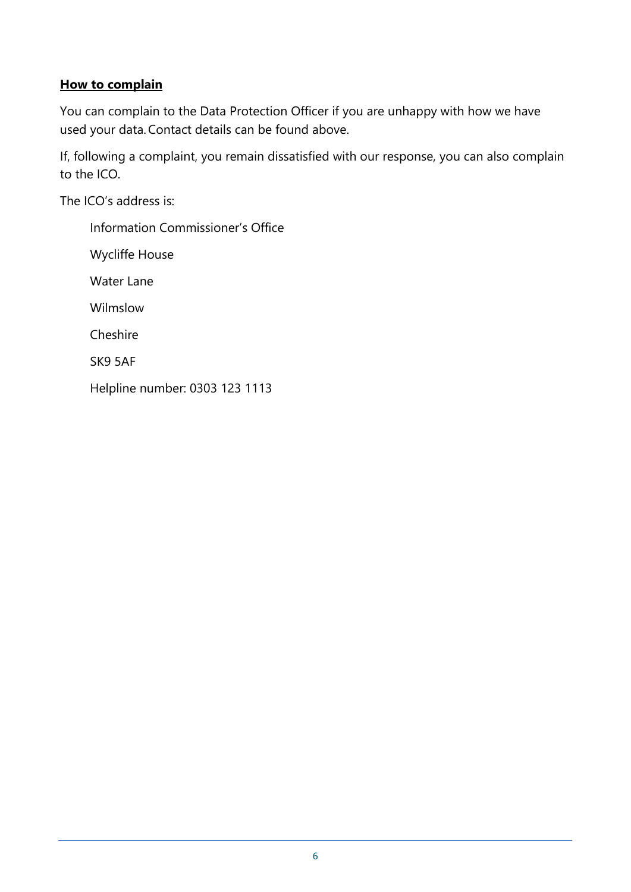**How to complain**

You can complain to the Data Protection Officer if you are unhappy with how we have used your data. Contact details can be found above.

If, following a complaint, you remain dissatisfied with our response, you can also complain to the ICO.

The ICO's address is:

Information Commissioner's Office

Wycliffe House

Water Lane

Wilmslow

Cheshire

SK9 5AF

Helpline number: 0303 123 1113